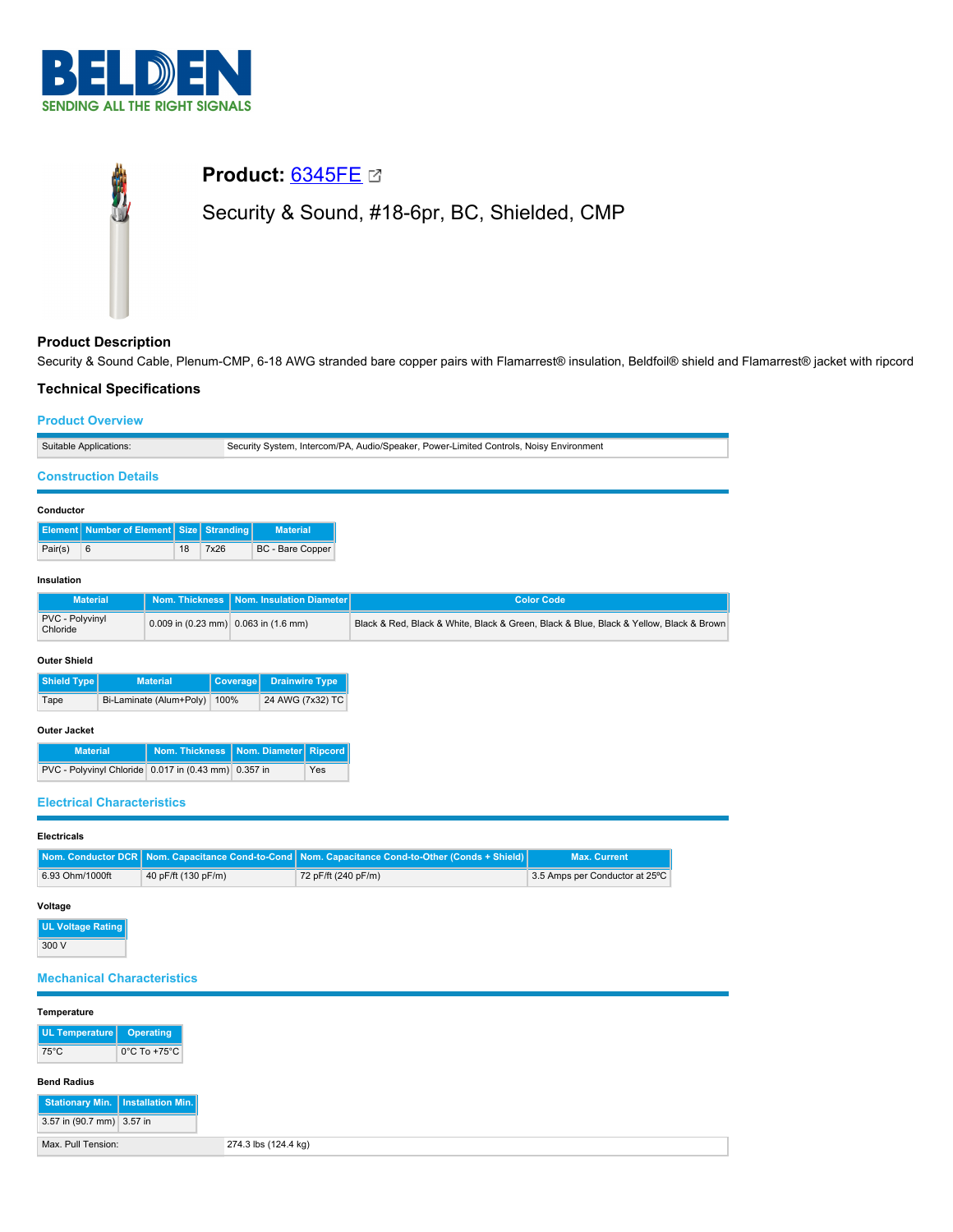# BELDEN

SENDING ALL THE RIGHT SIGNALS

## Product: 6345FE

Security & Sound, #18-6pr, BC, Shielded, CMP

### Product Description

Security & Sound Cable, Plenum-CMP, 6-18 AWG stranded bare copper pairs with Flamarrest® insulation, Beldfoil® shield and Flamarrest® jacket with ripcord

### Technical Specifications

#### Product Overview

| Suitable Applications: | Security System, Intercom/PA, Audio/Speaker, Power-Limited Controls, Noisy Environment |
|---|---|

#### Construction Details

**Conductor**

| Element | Number of Element | Size | Stranding | Material |
|---|---|---|---|---|
| Pair(s) | 6 | 18 | 7x26 | BC - Bare Copper |

**Insulation**

| Material | Nom. Thickness | Nom. Insulation Diameter | Color Code |
|---|---|---|---|
| PVC - Polyvinyl Chloride | 0.009 in (0.23 mm) | 0.063 in (1.6 mm) | Black & Red, Black & White, Black & Green, Black & Blue, Black & Yellow, Black & Brown |

**Outer Shield**

| Shield Type | Material | Coverage | Drainwire Type |
|---|---|---|---|
| Tape | Bi-Laminate (Alum+Poly) | 100% | 24 AWG (7x32) TC |

**Outer Jacket**

| Material | Nom. Thickness | Nom. Diameter | Ripcord |
|---|---|---|---|
| PVC - Polyvinyl Chloride | 0.017 in (0.43 mm) | 0.357 in | Yes |

#### Electrical Characteristics

**Electricals**

| Nom. Conductor DCR | Nom. Capacitance Cond-to-Cond | Nom. Capacitance Cond-to-Other (Conds + Shield) | Max. Current |
|---|---|---|---|
| 6.93 Ohm/1000ft | 40 pF/ft (130 pF/m) | 72 pF/ft (240 pF/m) | 3.5 Amps per Conductor at 25ºC |

**Voltage**

| UL Voltage Rating |
|---|
| 300 V |

#### Mechanical Characteristics

**Temperature**

| UL Temperature | Operating |
|---|---|
| 75°C | 0°C To +75°C |

**Bend Radius**

| Stationary Min. | Installation Min. |
|---|---|
| 3.57 in (90.7 mm) | 3.57 in |

| Max. Pull Tension: | 274.3 lbs (124.4 kg) |
|---|---|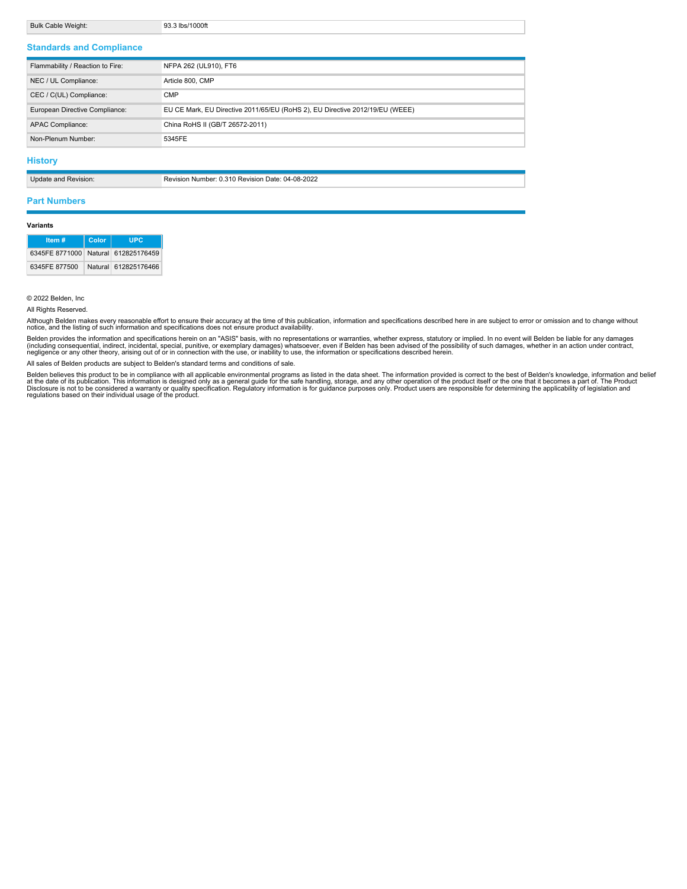| | |
|---|---|
| Bulk Cable Weight: | 93.3 lbs/1000ft |

## Standards and Compliance

| | |
|---|---|
| Flammability / Reaction to Fire: | NFPA 262 (UL910), FT6 |
| NEC / UL Compliance: | Article 800, CMP |
| CEC / C(UL) Compliance: | CMP |
| European Directive Compliance: | EU CE Mark, EU Directive 2011/65/EU (RoHS 2), EU Directive 2012/19/EU (WEEE) |
| APAC Compliance: | China RoHS II (GB/T 26572-2011) |
| Non-Plenum Number: | 5345FE |

## History

| | |
|---|---|
| Update and Revision: | Revision Number: 0.310 Revision Date: 04-08-2022 |

## Part Numbers

**Variants**

| Item # | Color | UPC |
|---|---|---|
| 6345FE 8771000 | Natural | 612825176459 |
| 6345FE 877500 | Natural | 612825176466 |

© 2022 Belden, Inc

All Rights Reserved.

Although Belden makes every reasonable effort to ensure their accuracy at the time of this publication, information and specifications described here in are subject to error or omission and to change without notice, and the listing of such information and specifications does not ensure product availability.

Belden provides the information and specifications herein on an "ASIS" basis, with no representations or warranties, whether express, statutory or implied. In no event will Belden be liable for any damages (including consequential, indirect, incidental, special, punitive, or exemplary damages) whatsoever, even if Belden has been advised of the possibility of such damages, whether in an action under contract, negligence or any other theory, arising out of or in connection with the use, or inability to use, the information or specifications described herein.

All sales of Belden products are subject to Belden's standard terms and conditions of sale.

Belden believes this product to be in compliance with all applicable environmental programs as listed in the data sheet. The information provided is correct to the best of Belden's knowledge, information and belief at the date of its publication. This information is designed only as a general guide for the safe handling, storage, and any other operation of the product itself or the one that it becomes a part of. The Product Disclosure is not to be considered a warranty or quality specification. Regulatory information is for guidance purposes only. Product users are responsible for determining the applicability of legislation and regulations based on their individual usage of the product.